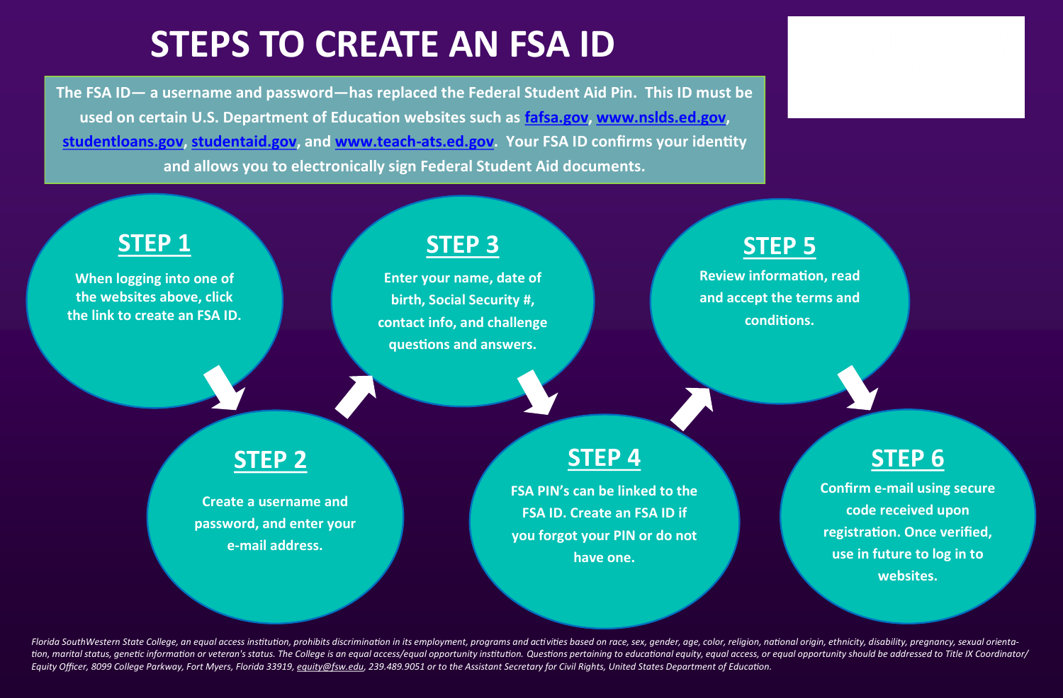# STEPS TO CREATE AN FSA ID

**The FSA ID— a username and password—has replaced the Federal Student Aid Pin. This ID must be used on certain U.S. Department of Education websites such as fafsa.gov, www.nslds.ed.gov, studentloans.gov, studentaid.gov, and www.teach-ats.ed.gov. Your FSA ID confirms your identity and allows you to electronically sign Federal Student Aid documents.**

## STEP 1

When logging into one of the websites above, click the link to create an FSA ID.

## STEP 2

Create a username and password, and enter your e-mail address.

## STEP 3

Enter your name, date of birth, Social Security #, contact info, and challenge questions and answers.

## STEP 4

FSA PIN's can be linked to the FSA ID. Create an FSA ID if you forgot your PIN or do not have one.

## STEP 5

Review information, read and accept the terms and conditions.

## STEP 6

Confirm e-mail using secure code received upon registration. Once verified, use in future to log in to websites.

*Florida SouthWestern State College, an equal access institution, prohibits discrimination in its employment, programs and activities based on race, sex, gender, age, color, religion, national origin, ethnicity, disability, pregnancy, sexual orientation, marital status, genetic information or veteran's status. The College is an equal access/equal opportunity institution. Questions pertaining to educational equity, equal access, or equal opportunity should be addressed to Title IX Coordinator/ Equity Officer, 8099 College Parkway, Fort Myers, Florida 33919, equity@fsw.edu, 239.489.9051 or to the Assistant Secretary for Civil Rights, United States Department of Education.*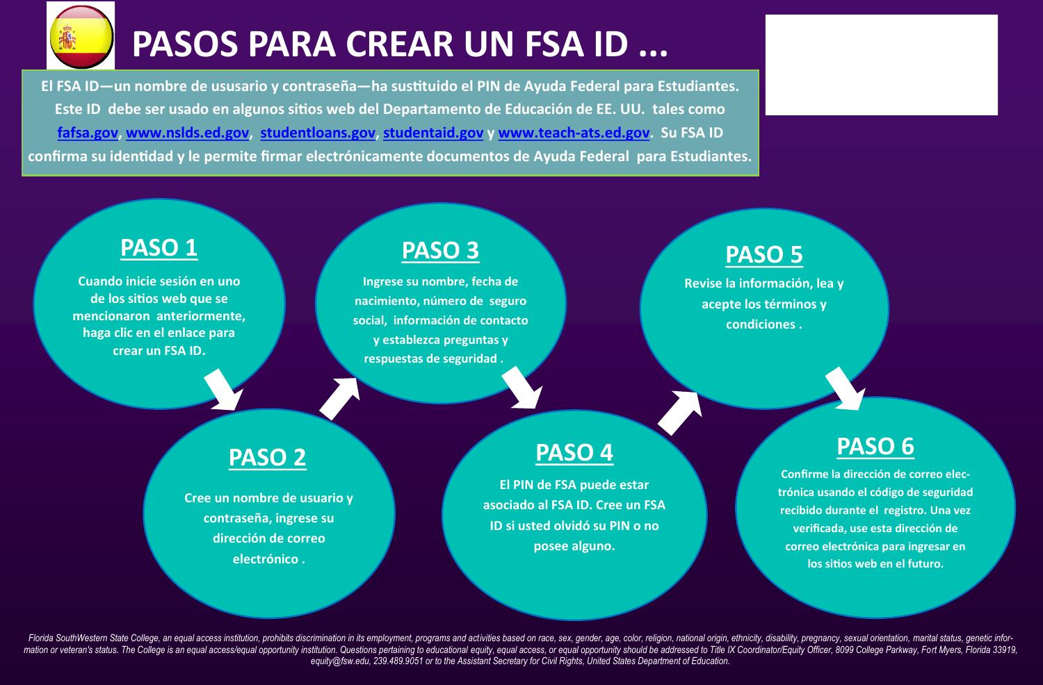# PASOS PARA CREAR UN FSA ID ...

**El FSA ID—un nombre de ususario y contraseña—ha sustituido el PIN de Ayuda Federal para Estudiantes. Este ID debe ser usado en algunos sitios web del Departamento de Educación de EE. UU. tales como fafsa.gov, www.nslds.ed.gov, studentloans.gov, studentaid.gov y www.teach-ats.ed.gov. Su FSA ID confirma su identidad y le permite firmar electrónicamente documentos de Ayuda Federal para Estudiantes.**

## PASO 1

Cuando inicie sesión en uno de los sitios web que se mencionaron anteriormente, haga clic en el enlace para crear un FSA ID.

## PASO 2

Cree un nombre de usuario y contraseña, ingrese su dirección de correo electrónico .

## PASO 3

Ingrese su nombre, fecha de nacimiento, número de seguro social, información de contacto y establezca preguntas y respuestas de seguridad .

## PASO 4

El PIN de FSA puede estar asociado al FSA ID. Cree un FSA ID si usted olvidó su PIN o no posee alguno.

## PASO 5

Revise la información, lea y acepte los términos y condiciones .

## PASO 6

Confirme la dirección de correo electrónica usando el código de seguridad recibido durante el registro. Una vez verificada, use esta dirección de correo electrónica para ingresar en los sitios web en el futuro.

*Florida SouthWestern State College, an equal access institution, prohibits discrimination in its employment, programs and activities based on race, sex, gender, age, color, religion, national origin, ethnicity, disability, pregnancy, sexual orientation, marital status, genetic information or veteran's status. The College is an equal access/equal opportunity institution. Questions pertaining to educational equity, equal access, or equal opportunity should be addressed to Title IX Coordinator/Equity Officer, 8099 College Parkway, Fort Myers, Florida 33919, equity@fsw.edu, 239.489.9051 or to the Assistant Secretary for Civil Rights, United States Department of Education.*